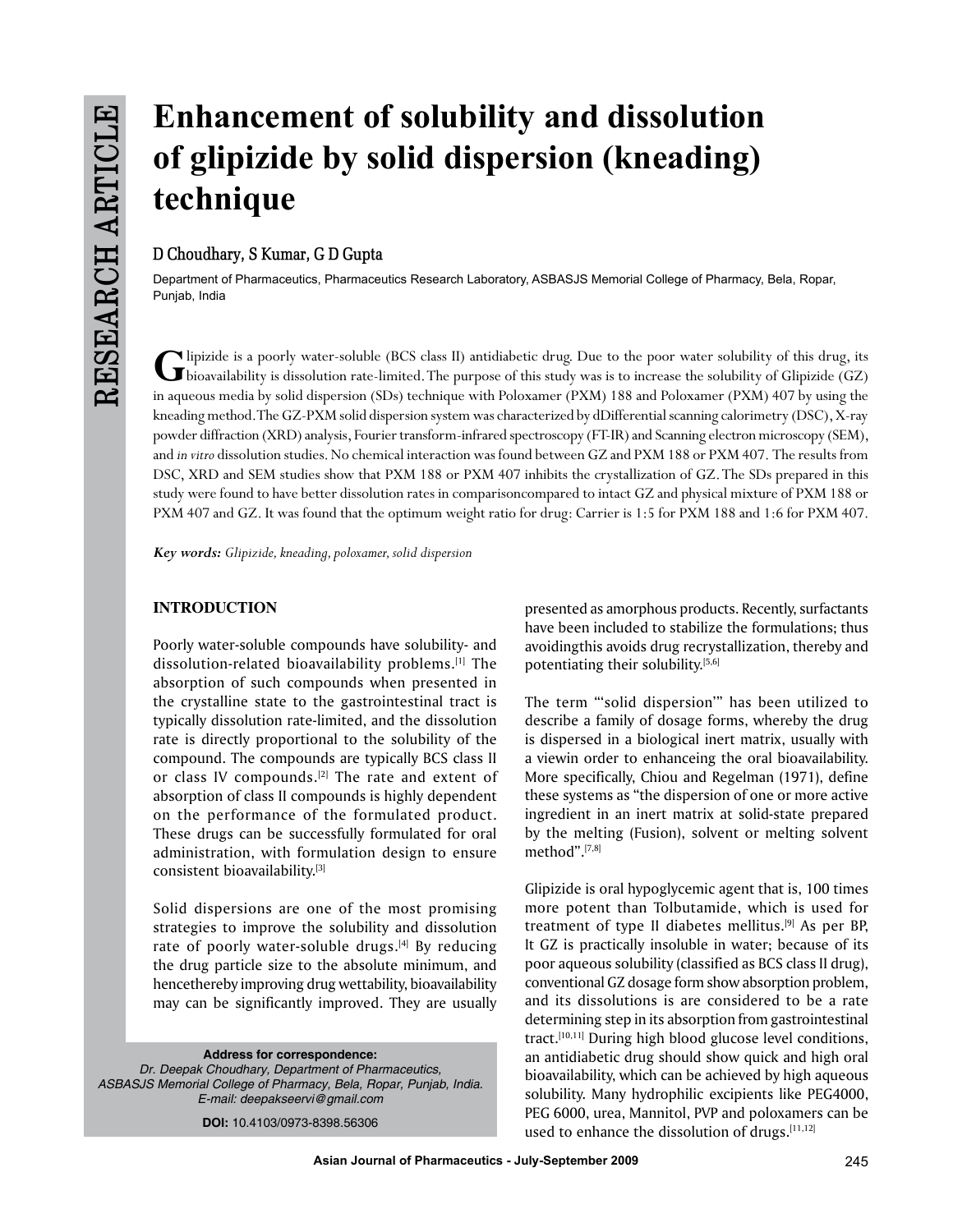RESEARCH ARTICLE

# Enhancement of solubility and dissolution of glipizide by solid dispersion (kneading) technique

D Choudhary, S Kumar, G D Gupta

Department of Pharmaceutics, Pharmaceutics Research Laboratory, ASBASJS Memorial College of Pharmacy, Bela, Ropar, Punjab, India

Glipizide is a poorly water-soluble (BCS class II) antidiabetic drug. Due to the poor water solubility of this drug, its bioavailability is dissolution rate-limited. The purpose of this study was is to increase the solubility of Glipizide (GZ) in aqueous media by solid dispersion (SDs) technique with Poloxamer (PXM) 188 and Poloxamer (PXM) 407 by using the kneading method. The GZ-PXM solid dispersion system was characterized by dDifferential scanning calorimetry (DSC), X-ray powder diffraction (XRD) analysis, Fourier transform-infrared spectroscopy (FT-IR) and Scanning electron microscopy (SEM), and *in vitro* dissolution studies. No chemical interaction was found between GZ and PXM 188 or PXM 407. The results from DSC, XRD and SEM studies show that PXM 188 or PXM 407 inhibits the crystallization of GZ. The SDs prepared in this study were found to have better dissolution rates in comparisoncompared to intact GZ and physical mixture of PXM 188 or PXM 407 and GZ. It was found that the optimum weight ratio for drug: Carrier is 1:5 for PXM 188 and 1:6 for PXM 407.

***Key words:*** *Glipizide, kneading, poloxamer, solid dispersion*

## INTRODUCTION

Poorly water-soluble compounds have solubility- and dissolution-related bioavailability problems.[1] The absorption of such compounds when presented in the crystalline state to the gastrointestinal tract is typically dissolution rate-limited, and the dissolution rate is directly proportional to the solubility of the compound. The compounds are typically BCS class II or class IV compounds.[2] The rate and extent of absorption of class II compounds is highly dependent on the performance of the formulated product. These drugs can be successfully formulated for oral administration, with formulation design to ensure consistent bioavailability.[3]

Solid dispersions are one of the most promising strategies to improve the solubility and dissolution rate of poorly water-soluble drugs.[4] By reducing the drug particle size to the absolute minimum, and hencethereby improving drug wettability, bioavailability may can be significantly improved. They are usually presented as amorphous products. Recently, surfactants have been included to stabilize the formulations; thus avoidingthis avoids drug recrystallization, thereby and potentiating their solubility.[5,6]

The term "'solid dispersion'" has been utilized to describe a family of dosage forms, whereby the drug is dispersed in a biological inert matrix, usually with a viewin order to enhanceing the oral bioavailability. More specifically, Chiou and Regelman (1971), define these systems as "the dispersion of one or more active ingredient in an inert matrix at solid-state prepared by the melting (Fusion), solvent or melting solvent method".[7,8]

Glipizide is oral hypoglycemic agent that is, 100 times more potent than Tolbutamide, which is used for treatment of type II diabetes mellitus.[9] As per BP, It GZ is practically insoluble in water; because of its poor aqueous solubility (classified as BCS class II drug), conventional GZ dosage form show absorption problem, and its dissolutions is are considered to be a rate determining step in its absorption from gastrointestinal tract.[10,11] During high blood glucose level conditions, an antidiabetic drug should show quick and high oral bioavailability, which can be achieved by high aqueous solubility. Many hydrophilic excipients like PEG4000, PEG 6000, urea, Mannitol, PVP and poloxamers can be used to enhance the dissolution of drugs.[11,12]

**Address for correspondence:**
*Dr. Deepak Choudhary, Department of Pharmaceutics, ASBASJS Memorial College of Pharmacy, Bela, Ropar, Punjab, India. E-mail: deepakseervi@gmail.com*

**DOI:** 10.4103/0973-8398.56306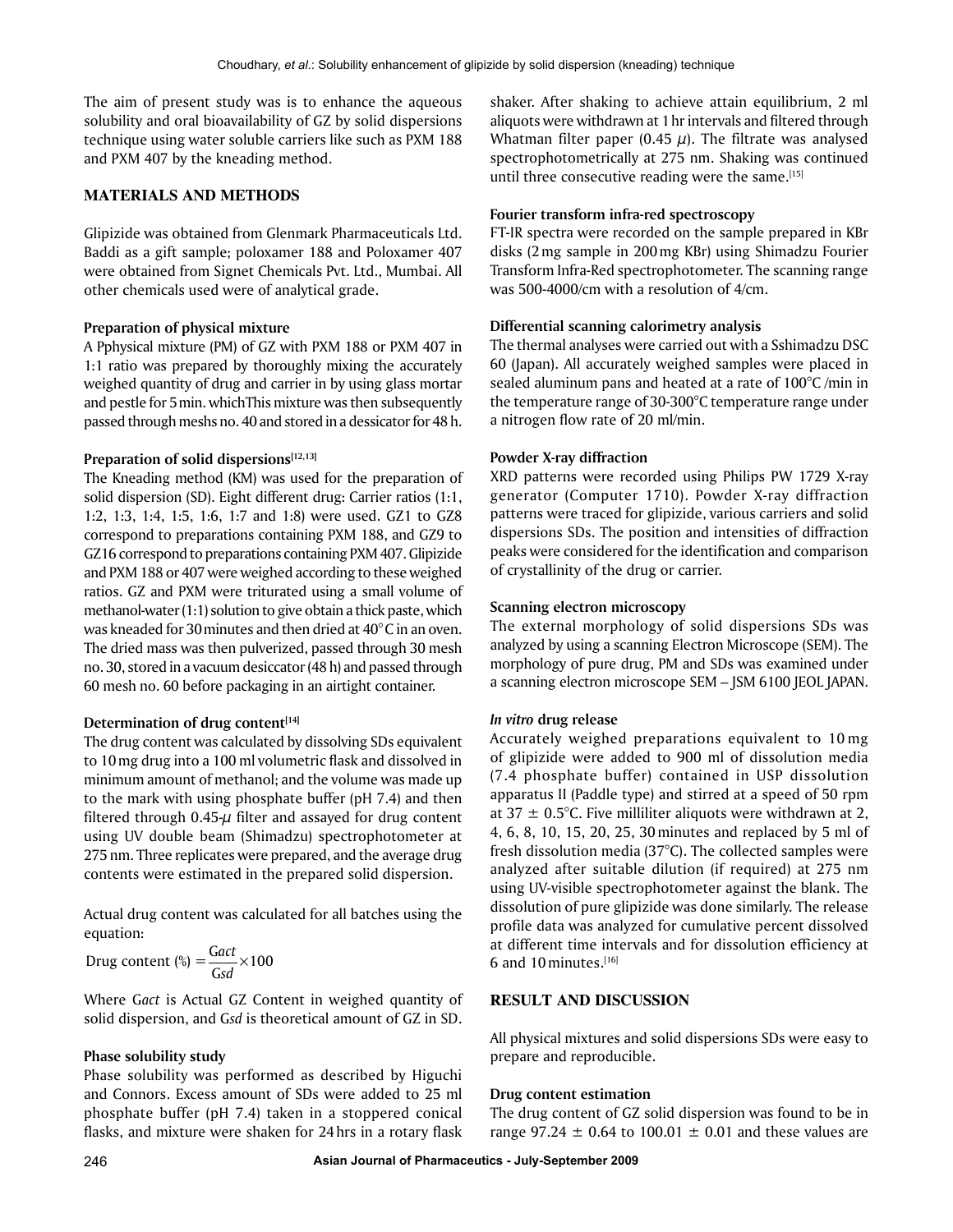The aim of present study was is to enhance the aqueous solubility and oral bioavailability of GZ by solid dispersions technique using water soluble carriers like such as PXM 188 and PXM 407 by the kneading method.

## MATERIALS AND METHODS

Glipizide was obtained from Glenmark Pharmaceuticals Ltd. Baddi as a gift sample; poloxamer 188 and Poloxamer 407 were obtained from Signet Chemicals Pvt. Ltd., Mumbai. All other chemicals used were of analytical grade.

### Preparation of physical mixture

A Pphysical mixture (PM) of GZ with PXM 188 or PXM 407 in 1:1 ratio was prepared by thoroughly mixing the accurately weighed quantity of drug and carrier in by using glass mortar and pestle for 5 min. whichThis mixture was then subsequently passed through meshs no. 40 and stored in a dessicator for 48 h.

### Preparation of solid dispersions[12,13]

The Kneading method (KM) was used for the preparation of solid dispersion (SD). Eight different drug: Carrier ratios (1:1, 1:2, 1:3, 1:4, 1:5, 1:6, 1:7 and 1:8) were used. GZ1 to GZ8 correspond to preparations containing PXM 188, and GZ9 to GZ16 correspond to preparations containing PXM 407. Glipizide and PXM 188 or 407 were weighed according to these weighed ratios. GZ and PXM were triturated using a small volume of methanol-water (1:1) solution to give obtain a thick paste, which was kneaded for 30 minutes and then dried at 40°C in an oven. The dried mass was then pulverized, passed through 30 mesh no. 30, stored in a vacuum desiccator (48 h) and passed through 60 mesh no. 60 before packaging in an airtight container.

### Determination of drug content[14]

The drug content was calculated by dissolving SDs equivalent to 10 mg drug into a 100 ml volumetric flask and dissolved in minimum amount of methanol; and the volume was made up to the mark with using phosphate buffer (pH 7.4) and then filtered through 0.45-$\mu$ filter and assayed for drug content using UV double beam (Shimadzu) spectrophotometer at 275 nm. Three replicates were prepared, and the average drug contents were estimated in the prepared solid dispersion.

Actual drug content was calculated for all batches using the equation:

$$\text{Drug content (\%)} = \frac{Gact}{Gsd} \times 100$$

Where G*act* is Actual GZ Content in weighed quantity of solid dispersion, and G*sd* is theoretical amount of GZ in SD.

### Phase solubility study

Phase solubility was performed as described by Higuchi and Connors. Excess amount of SDs were added to 25 ml phosphate buffer (pH 7.4) taken in a stoppered conical flasks, and mixture were shaken for 24 hrs in a rotary flask shaker. After shaking to achieve attain equilibrium, 2 ml aliquots were withdrawn at 1 hr intervals and filtered through Whatman filter paper (0.45 $\mu$). The filtrate was analysed spectrophotometrically at 275 nm. Shaking was continued until three consecutive reading were the same.[15]

### Fourier transform infra-red spectroscopy

FT-IR spectra were recorded on the sample prepared in KBr disks (2 mg sample in 200 mg KBr) using Shimadzu Fourier Transform Infra-Red spectrophotometer. The scanning range was 500-4000/cm with a resolution of 4/cm.

### Differential scanning calorimetry analysis

The thermal analyses were carried out with a Sshimadzu DSC 60 (Japan). All accurately weighed samples were placed in sealed aluminum pans and heated at a rate of 100°C /min in the temperature range of 30-300°C temperature range under a nitrogen flow rate of 20 ml/min.

### Powder X-ray diffraction

XRD patterns were recorded using Philips PW 1729 X-ray generator (Computer 1710). Powder X-ray diffraction patterns were traced for glipizide, various carriers and solid dispersions SDs. The position and intensities of diffraction peaks were considered for the identification and comparison of crystallinity of the drug or carrier.

### Scanning electron microscopy

The external morphology of solid dispersions SDs was analyzed by using a scanning Electron Microscope (SEM). The morphology of pure drug, PM and SDs was examined under a scanning electron microscope SEM – JSM 6100 JEOL JAPAN.

### *In vitro* drug release

Accurately weighed preparations equivalent to 10 mg of glipizide were added to 900 ml of dissolution media (7.4 phosphate buffer) contained in USP dissolution apparatus II (Paddle type) and stirred at a speed of 50 rpm at 37 ± 0.5°C. Five milliliter aliquots were withdrawn at 2, 4, 6, 8, 10, 15, 20, 25, 30 minutes and replaced by 5 ml of fresh dissolution media (37°C). The collected samples were analyzed after suitable dilution (if required) at 275 nm using UV-visible spectrophotometer against the blank. The dissolution of pure glipizide was done similarly. The release profile data was analyzed for cumulative percent dissolved at different time intervals and for dissolution efficiency at 6 and 10 minutes.[16]

## RESULT AND DISCUSSION

All physical mixtures and solid dispersions SDs were easy to prepare and reproducible.

### Drug content estimation

The drug content of GZ solid dispersion was found to be in range 97.24 ± 0.64 to 100.01 ± 0.01 and these values are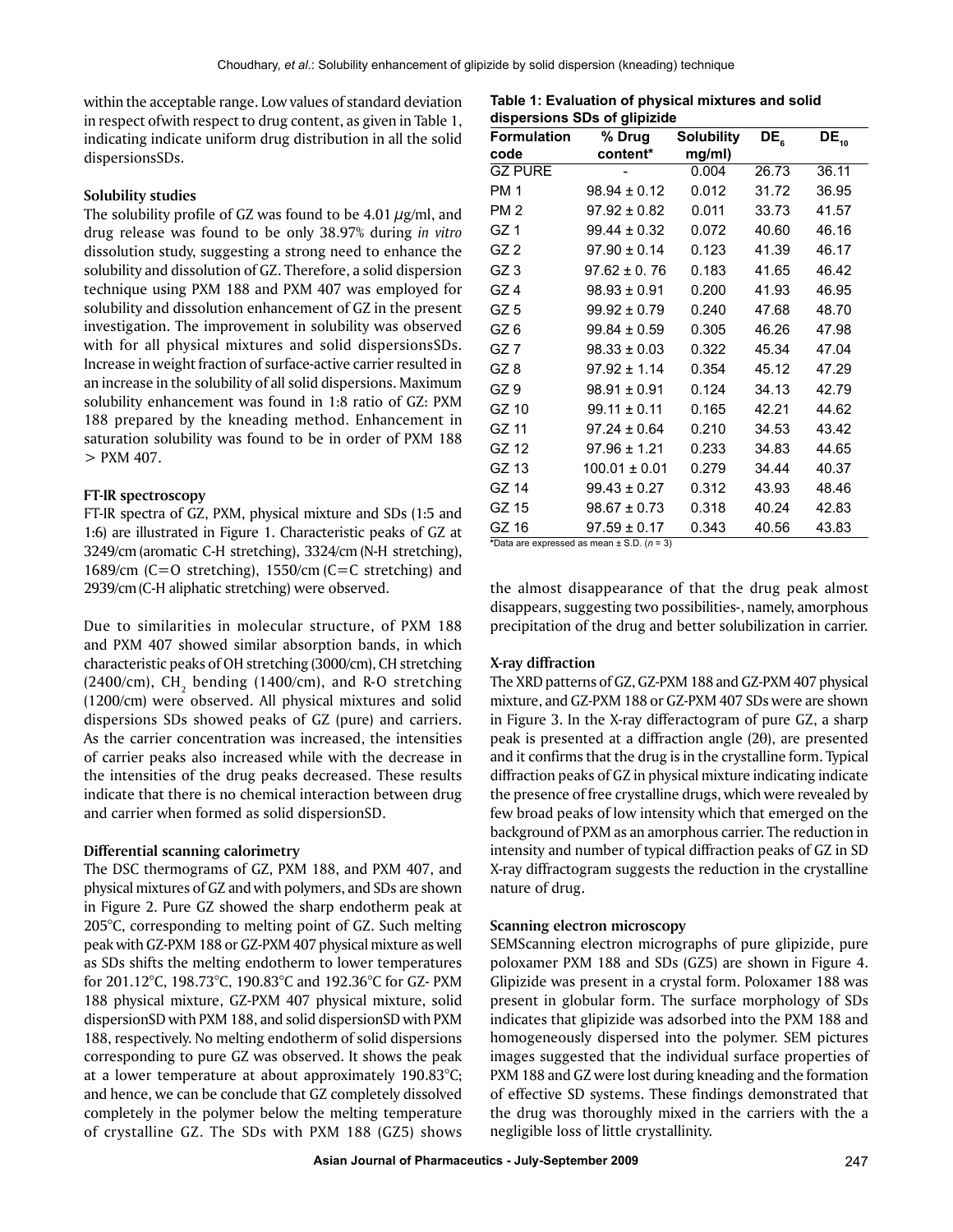within the acceptable range. Low values of standard deviation in respect ofwith respect to drug content, as given in Table 1, indicating indicate uniform drug distribution in all the solid dispersionsSDs.

### Solubility studies

The solubility profile of GZ was found to be 4.01 $\mu$g/ml, and drug release was found to be only 38.97% during *in vitro* dissolution study, suggesting a strong need to enhance the solubility and dissolution of GZ. Therefore, a solid dispersion technique using PXM 188 and PXM 407 was employed for solubility and dissolution enhancement of GZ in the present investigation. The improvement in solubility was observed with for all physical mixtures and solid dispersionsSDs. Increase in weight fraction of surface-active carrier resulted in an increase in the solubility of all solid dispersions. Maximum solubility enhancement was found in 1:8 ratio of GZ: PXM 188 prepared by the kneading method. Enhancement in saturation solubility was found to be in order of PXM 188 > PXM 407.

### FT-IR spectroscopy

FT-IR spectra of GZ, PXM, physical mixture and SDs (1:5 and 1:6) are illustrated in Figure 1. Characteristic peaks of GZ at 3249/cm (aromatic C-H stretching), 3324/cm (N-H stretching), 1689/cm (C=O stretching), 1550/cm (C=C stretching) and 2939/cm (C-H aliphatic stretching) were observed.

Due to similarities in molecular structure, of PXM 188 and PXM 407 showed similar absorption bands, in which characteristic peaks of OH stretching (3000/cm), CH stretching (2400/cm), $CH_2$ bending (1400/cm), and R-O stretching (1200/cm) were observed. All physical mixtures and solid dispersions SDs showed peaks of GZ (pure) and carriers. As the carrier concentration was increased, the intensities of carrier peaks also increased while with the decrease in the intensities of the drug peaks decreased. These results indicate that there is no chemical interaction between drug and carrier when formed as solid dispersionSD.

### Differential scanning calorimetry

The DSC thermograms of GZ, PXM 188, and PXM 407, and physical mixtures of GZ and with polymers, and SDs are shown in Figure 2. Pure GZ showed the sharp endotherm peak at 205°C, corresponding to melting point of GZ. Such melting peak with GZ-PXM 188 or GZ-PXM 407 physical mixture as well as SDs shifts the melting endotherm to lower temperatures for 201.12°C, 198.73°C, 190.83°C and 192.36°C for GZ- PXM 188 physical mixture, GZ-PXM 407 physical mixture, solid dispersionSD with PXM 188, and solid dispersionSD with PXM 188, respectively. No melting endotherm of solid dispersions corresponding to pure GZ was observed. It shows the peak at a lower temperature at about approximately 190.83°C; and hence, we can be conclude that GZ completely dissolved completely in the polymer below the melting temperature of crystalline GZ. The SDs with PXM 188 (GZ5) shows the almost disappearance of that the drug peak almost disappears, suggesting two possibilities-, namely, amorphous precipitation of the drug and better solubilization in carrier.

**Table 1: Evaluation of physical mixtures and solid dispersions SDs of glipizide**

| Formulation code | % Drug content* | Solubility mg/ml) | $DE_6$ | $DE_{10}$ |
|---|---|---|---|---|
| GZ PURE | - | 0.004 | 26.73 | 36.11 |
| PM 1 | 98.94 ± 0.12 | 0.012 | 31.72 | 36.95 |
| PM 2 | 97.92 ± 0.82 | 0.011 | 33.73 | 41.57 |
| GZ 1 | 99.44 ± 0.32 | 0.072 | 40.60 | 46.16 |
| GZ 2 | 97.90 ± 0.14 | 0.123 | 41.39 | 46.17 |
| GZ 3 | 97.62 ± 0. 76 | 0.183 | 41.65 | 46.42 |
| GZ 4 | 98.93 ± 0.91 | 0.200 | 41.93 | 46.95 |
| GZ 5 | 99.92 ± 0.79 | 0.240 | 47.68 | 48.70 |
| GZ 6 | 99.84 ± 0.59 | 0.305 | 46.26 | 47.98 |
| GZ 7 | 98.33 ± 0.03 | 0.322 | 45.34 | 47.04 |
| GZ 8 | 97.92 ± 1.14 | 0.354 | 45.12 | 47.29 |
| GZ 9 | 98.91 ± 0.91 | 0.124 | 34.13 | 42.79 |
| GZ 10 | 99.11 ± 0.11 | 0.165 | 42.21 | 44.62 |
| GZ 11 | 97.24 ± 0.64 | 0.210 | 34.53 | 43.42 |
| GZ 12 | 97.96 ± 1.21 | 0.233 | 34.83 | 44.65 |
| GZ 13 | 100.01 ± 0.01 | 0.279 | 34.44 | 40.37 |
| GZ 14 | 99.43 ± 0.27 | 0.312 | 43.93 | 48.46 |
| GZ 15 | 98.67 ± 0.73 | 0.318 | 40.24 | 42.83 |
| GZ 16 | 97.59 ± 0.17 | 0.343 | 40.56 | 43.83 |

*Data are expressed as mean ± S.D. ($n$ = 3)

### X-ray diffraction

The XRD patterns of GZ, GZ-PXM 188 and GZ-PXM 407 physical mixture, and GZ-PXM 188 or GZ-PXM 407 SDs were are shown in Figure 3. In the X-ray differactogram of pure GZ, a sharp peak is presented at a diffraction angle (2θ), are presented and it confirms that the drug is in the crystalline form. Typical diffraction peaks of GZ in physical mixture indicating indicate the presence of free crystalline drugs, which were revealed by few broad peaks of low intensity which that emerged on the background of PXM as an amorphous carrier. The reduction in intensity and number of typical diffraction peaks of GZ in SD X-ray diffractogram suggests the reduction in the crystalline nature of drug.

### Scanning electron microscopy

SEMScanning electron micrographs of pure glipizide, pure poloxamer PXM 188 and SDs (GZ5) are shown in Figure 4. Glipizide was present in a crystal form. Poloxamer 188 was present in globular form. The surface morphology of SDs indicates that glipizide was adsorbed into the PXM 188 and homogeneously dispersed into the polymer. SEM pictures images suggested that the individual surface properties of PXM 188 and GZ were lost during kneading and the formation of effective SD systems. These findings demonstrated that the drug was thoroughly mixed in the carriers with the a negligible loss of little crystallinity.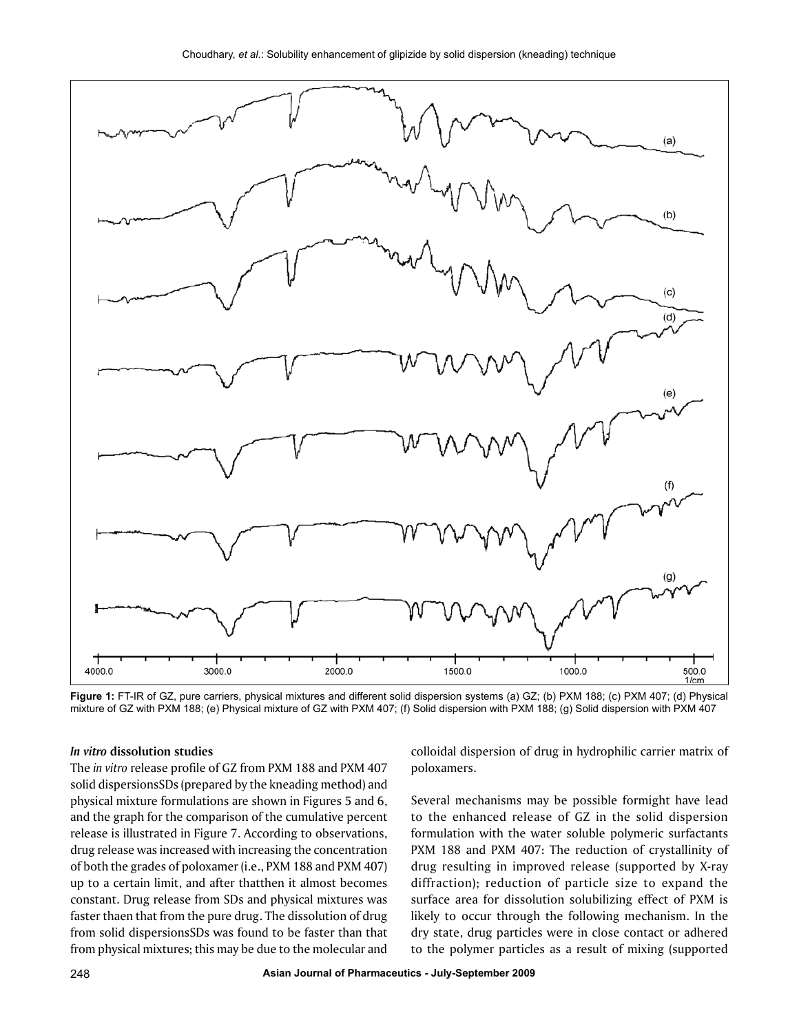Figure 1: FT-IR of GZ, pure carriers, physical mixtures and different solid dispersion systems (a) GZ; (b) PXM 188; (c) PXM 407; (d) Physical mixture of GZ with PXM 188; (e) Physical mixture of GZ with PXM 407; (f) Solid dispersion with PXM 188; (g) Solid dispersion with PXM 407

### *In vitro* dissolution studies

The *in vitro* release profile of GZ from PXM 188 and PXM 407 solid dispersionsSDs (prepared by the kneading method) and physical mixture formulations are shown in Figures 5 and 6, and the graph for the comparison of the cumulative percent release is illustrated in Figure 7. According to observations, drug release was increased with increasing the concentration of both the grades of poloxamer (i.e., PXM 188 and PXM 407) up to a certain limit, and after thatthen it almost becomes constant. Drug release from SDs and physical mixtures was faster thaen that from the pure drug. The dissolution of drug from solid dispersionsSDs was found to be faster than that from physical mixtures; this may be due to the molecular and colloidal dispersion of drug in hydrophilic carrier matrix of poloxamers.

Several mechanisms may be possible formight have lead to the enhanced release of GZ in the solid dispersion formulation with the water soluble polymeric surfactants PXM 188 and PXM 407: The reduction of crystallinity of drug resulting in improved release (supported by X-ray diffraction); reduction of particle size to expand the surface area for dissolution solubilizing effect of PXM is likely to occur through the following mechanism. In the dry state, drug particles were in close contact or adhered to the polymer particles as a result of mixing (supported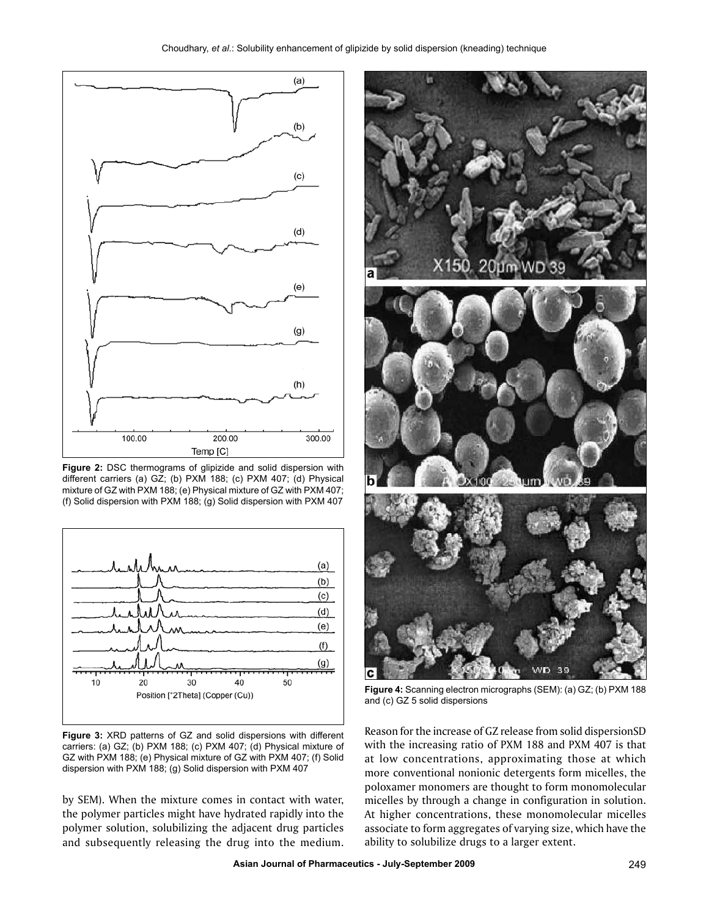Figure 2: DSC thermograms of glipizide and solid dispersion with different carriers (a) GZ; (b) PXM 188; (c) PXM 407; (d) Physical mixture of GZ with PXM 188; (e) Physical mixture of GZ with PXM 407; (f) Solid dispersion with PXM 188; (g) Solid dispersion with PXM 407

Figure 3: XRD patterns of GZ and solid dispersions with different carriers: (a) GZ; (b) PXM 188; (c) PXM 407; (d) Physical mixture of GZ with PXM 188; (e) Physical mixture of GZ with PXM 407; (f) Solid dispersion with PXM 188; (g) Solid dispersion with PXM 407

by SEM). When the mixture comes in contact with water, the polymer particles might have hydrated rapidly into the polymer solution, solubilizing the adjacent drug particles and subsequently releasing the drug into the medium.

Figure 4: Scanning electron micrographs (SEM): (a) GZ; (b) PXM 188 and (c) GZ 5 solid dispersions

Reason for the increase of GZ release from solid dispersionSD with the increasing ratio of PXM 188 and PXM 407 is that at low concentrations, approximating those at which more conventional nonionic detergents form micelles, the poloxamer monomers are thought to form monomolecular micelles by through a change in configuration in solution. At higher concentrations, these monomolecular micelles associate to form aggregates of varying size, which have the ability to solubilize drugs to a larger extent.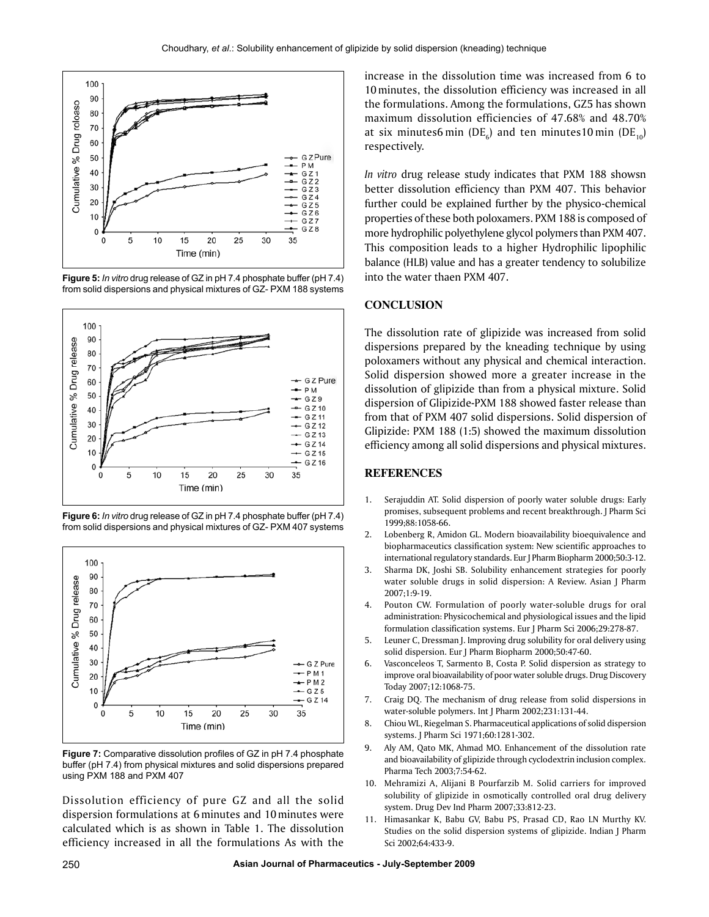**Figure 5:** *In vitro* drug release of GZ in pH 7.4 phosphate buffer (pH 7.4) from solid dispersions and physical mixtures of GZ- PXM 188 systems

**Figure 6:** *In vitro* drug release of GZ in pH 7.4 phosphate buffer (pH 7.4) from solid dispersions and physical mixtures of GZ- PXM 407 systems

**Figure 7:** Comparative dissolution profiles of GZ in pH 7.4 phosphate buffer (pH 7.4) from physical mixtures and solid dispersions prepared using PXM 188 and PXM 407

Dissolution efficiency of pure GZ and all the solid dispersion formulations at 6 minutes and 10 minutes were calculated which is as shown in Table 1. The dissolution efficiency increased in all the formulations As with the increase in the dissolution time was increased from 6 to 10 minutes, the dissolution efficiency was increased in all the formulations. Among the formulations, GZ5 has shown maximum dissolution efficiencies of 47.68% and 48.70% at six minutes6 min ($DE_6$) and ten minutes10 min ($DE_{10}$) respectively.

*In vitro* drug release study indicates that PXM 188 showsn better dissolution efficiency than PXM 407. This behavior further could be explained further by the physico-chemical properties of these both poloxamers. PXM 188 is composed of more hydrophilic polyethylene glycol polymers than PXM 407. This composition leads to a higher Hydrophilic lipophilic balance (HLB) value and has a greater tendency to solubilize into the water thaen PXM 407.

## CONCLUSION

The dissolution rate of glipizide was increased from solid dispersions prepared by the kneading technique by using poloxamers without any physical and chemical interaction. Solid dispersion showed more a greater increase in the dissolution of glipizide than from a physical mixture. Solid dispersion of Glipizide-PXM 188 showed faster release than from that of PXM 407 solid dispersions. Solid dispersion of Glipizide: PXM 188 (1:5) showed the maximum dissolution efficiency among all solid dispersions and physical mixtures.

## REFERENCES

1. Serajuddin AT. Solid dispersion of poorly water soluble drugs: Early promises, subsequent problems and recent breakthrough. J Pharm Sci 1999;88:1058-66.
2. Lobenberg R, Amidon GL. Modern bioavailability bioequivalence and biopharmaceutics classification system: New scientific approaches to international regulatory standards. Eur J Pharm Biopharm 2000;50:3-12.
3. Sharma DK, Joshi SB. Solubility enhancement strategies for poorly water soluble drugs in solid dispersion: A Review. Asian J Pharm 2007;1:9-19.
4. Pouton CW. Formulation of poorly water-soluble drugs for oral administration: Physicochemical and physiological issues and the lipid formulation classification systems. Eur J Pharm Sci 2006;29:278-87.
5. Leuner C, Dressman J. Improving drug solubility for oral delivery using solid dispersion. Eur J Pharm Biopharm 2000;50:47-60.
6. Vasconceleos T, Sarmento B, Costa P. Solid dispersion as strategy to improve oral bioavailability of poor water soluble drugs. Drug Discovery Today 2007;12:1068-75.
7. Craig DQ. The mechanism of drug release from solid dispersions in water-soluble polymers. Int J Pharm 2002;231:131-44.
8. Chiou WL, Riegelman S. Pharmaceutical applications of solid dispersion systems. J Pharm Sci 1971;60:1281-302.
9. Aly AM, Qato MK, Ahmad MO. Enhancement of the dissolution rate and bioavailability of glipizide through cyclodextrin inclusion complex. Pharma Tech 2003;7:54-62.
10. Mehramizi A, Alijani B Pourfarzib M. Solid carriers for improved solubility of glipizide in osmotically controlled oral drug delivery system. Drug Dev Ind Pharm 2007;33:812-23.
11. Himasankar K, Babu GV, Babu PS, Prasad CD, Rao LN Murthy KV. Studies on the solid dispersion systems of glipizide. Indian J Pharm Sci 2002;64:433-9.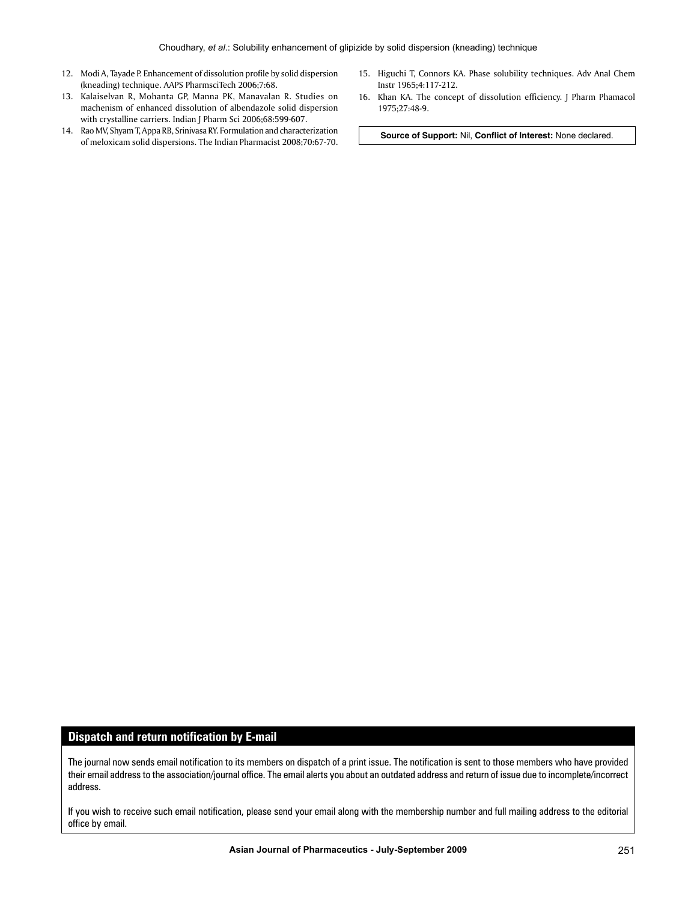12. Modi A, Tayade P. Enhancement of dissolution profile by solid dispersion (kneading) technique. AAPS PharmsciTech 2006;7:68.
13. Kalaiselvan R, Mohanta GP, Manna PK, Manavalan R. Studies on machenism of enhanced dissolution of albendazole solid dispersion with crystalline carriers. Indian J Pharm Sci 2006;68:599-607.
14. Rao MV, Shyam T, Appa RB, Srinivasa RY. Formulation and characterization of meloxicam solid dispersions. The Indian Pharmacist 2008;70:67-70.
15. Higuchi T, Connors KA. Phase solubility techniques. Adv Anal Chem Instr 1965;4:117-212.
16. Khan KA. The concept of dissolution efficiency. J Pharm Phamacol 1975;27:48-9.

**Source of Support:** Nil, **Conflict of Interest:** None declared.

## Dispatch and return notification by E-mail

The journal now sends email notification to its members on dispatch of a print issue. The notification is sent to those members who have provided their email address to the association/journal office. The email alerts you about an outdated address and return of issue due to incomplete/incorrect address.

If you wish to receive such email notification, please send your email along with the membership number and full mailing address to the editorial office by email.